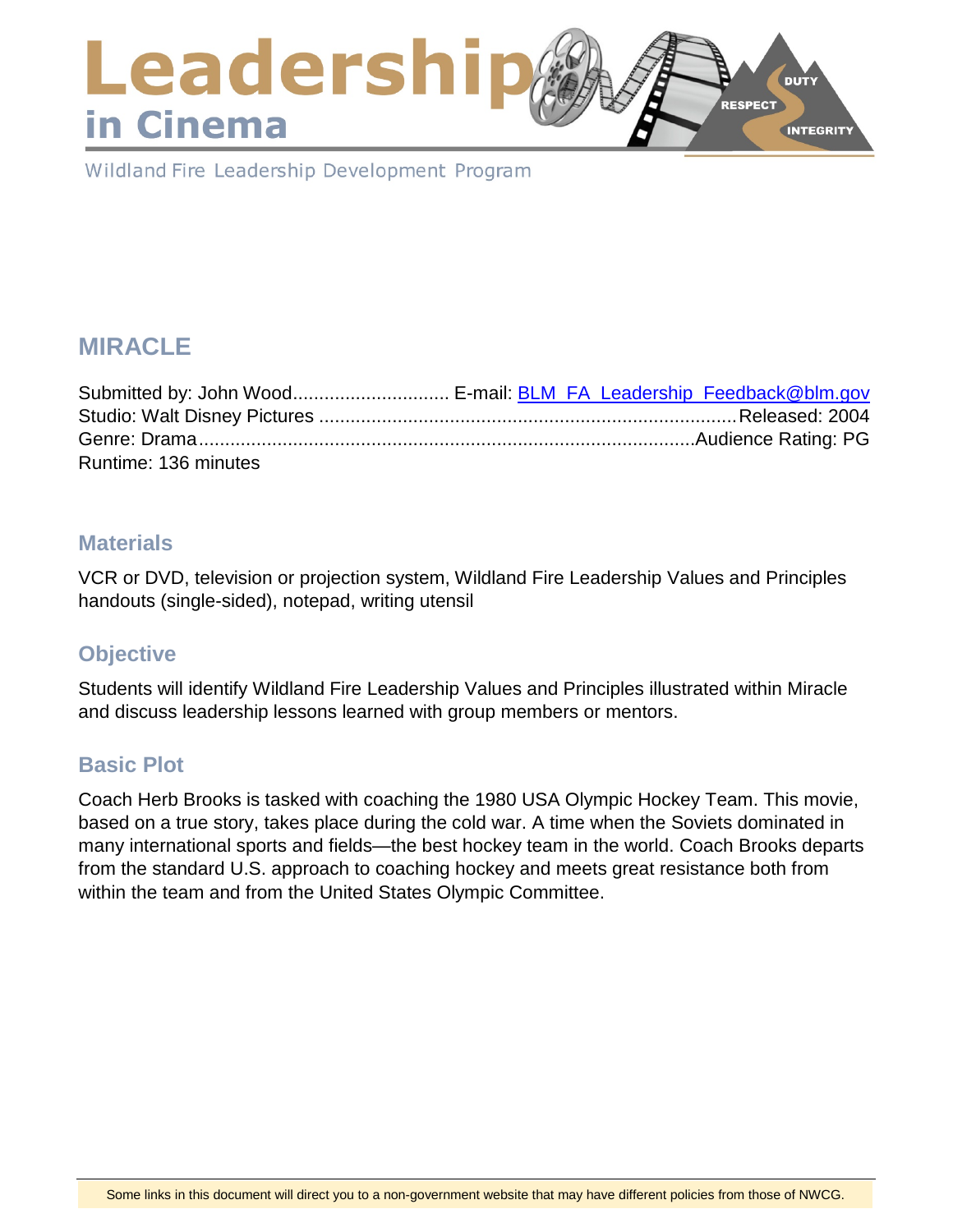# Leadership in Cinema

Wildland Fire Leadership Development Program

## MIRACLE

Submitted by: John Wood.............................. E-mail: BLM_FA_Leadership_Feedback@blm.gov
Studio: Walt Disney Pictures ................................................................................Released: 2004
Genre: Drama..............................................................................................Audience Rating: PG
Runtime: 136 minutes

### Materials

VCR or DVD, television or projection system, Wildland Fire Leadership Values and Principles handouts (single-sided), notepad, writing utensil

### Objective

Students will identify Wildland Fire Leadership Values and Principles illustrated within Miracle and discuss leadership lessons learned with group members or mentors.

### Basic Plot

Coach Herb Brooks is tasked with coaching the 1980 USA Olympic Hockey Team. This movie, based on a true story, takes place during the cold war. A time when the Soviets dominated in many international sports and fields—the best hockey team in the world. Coach Brooks departs from the standard U.S. approach to coaching hockey and meets great resistance both from within the team and from the United States Olympic Committee.

Some links in this document will direct you to a non-government website that may have different policies from those of NWCG.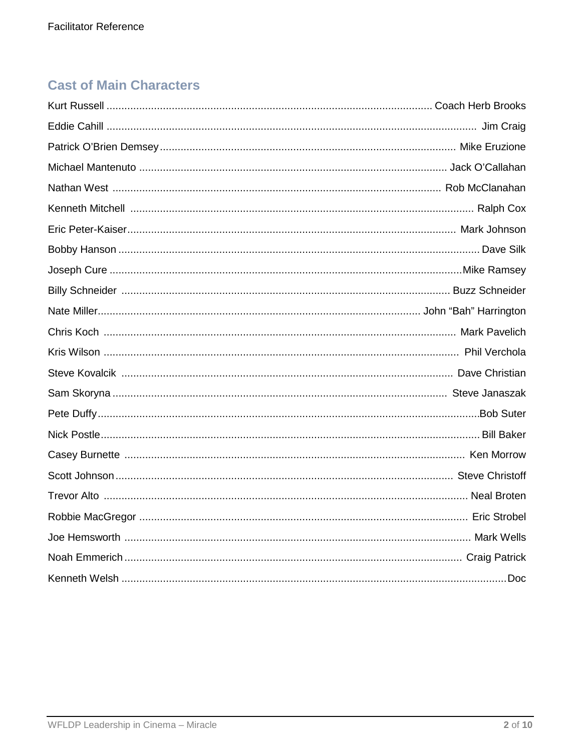## Cast of Main Characters

Kurt Russell ............................................ Coach Herb Brooks
Eddie Cahill ............................................ Jim Craig
Patrick O'Brien Demsey ............................................ Mike Eruzione
Michael Mantenuto ............................................ Jack O'Callahan
Nathan West ............................................ Rob McClanahan
Kenneth Mitchell ............................................ Ralph Cox
Eric Peter-Kaiser ............................................ Mark Johnson
Bobby Hanson ............................................ Dave Silk
Joseph Cure ............................................ Mike Ramsey
Billy Schneider ............................................ Buzz Schneider
Nate Miller ............................................ John "Bah" Harrington
Chris Koch ............................................ Mark Pavelich
Kris Wilson ............................................ Phil Verchola
Steve Kovalcik ............................................ Dave Christian
Sam Skoryna ............................................ Steve Janaszak
Pete Duffy ............................................ Bob Suter
Nick Postle ............................................ Bill Baker
Casey Burnette ............................................ Ken Morrow
Scott Johnson ............................................ Steve Christoff
Trevor Alto ............................................ Neal Broten
Robbie MacGregor ............................................ Eric Strobel
Joe Hemsworth ............................................ Mark Wells
Noah Emmerich ............................................ Craig Patrick
Kenneth Welsh ............................................ Doc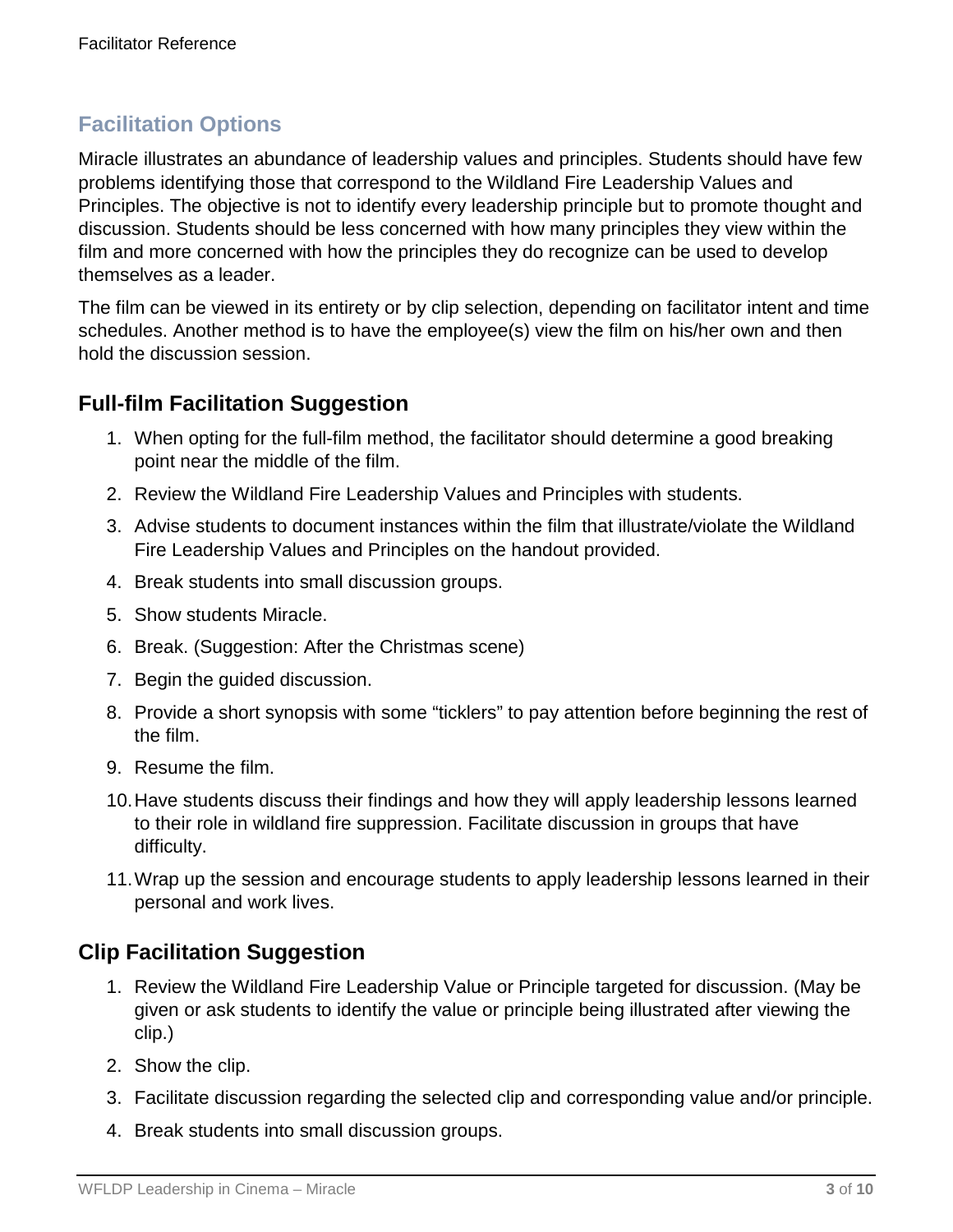## Facilitation Options

Miracle illustrates an abundance of leadership values and principles. Students should have few problems identifying those that correspond to the Wildland Fire Leadership Values and Principles. The objective is not to identify every leadership principle but to promote thought and discussion. Students should be less concerned with how many principles they view within the film and more concerned with how the principles they do recognize can be used to develop themselves as a leader.

The film can be viewed in its entirety or by clip selection, depending on facilitator intent and time schedules. Another method is to have the employee(s) view the film on his/her own and then hold the discussion session.

### Full-film Facilitation Suggestion

1. When opting for the full-film method, the facilitator should determine a good breaking point near the middle of the film.
2. Review the Wildland Fire Leadership Values and Principles with students.
3. Advise students to document instances within the film that illustrate/violate the Wildland Fire Leadership Values and Principles on the handout provided.
4. Break students into small discussion groups.
5. Show students Miracle.
6. Break. (Suggestion: After the Christmas scene)
7. Begin the guided discussion.
8. Provide a short synopsis with some "ticklers" to pay attention before beginning the rest of the film.
9. Resume the film.
10. Have students discuss their findings and how they will apply leadership lessons learned to their role in wildland fire suppression. Facilitate discussion in groups that have difficulty.
11. Wrap up the session and encourage students to apply leadership lessons learned in their personal and work lives.

### Clip Facilitation Suggestion

1. Review the Wildland Fire Leadership Value or Principle targeted for discussion. (May be given or ask students to identify the value or principle being illustrated after viewing the clip.)
2. Show the clip.
3. Facilitate discussion regarding the selected clip and corresponding value and/or principle.
4. Break students into small discussion groups.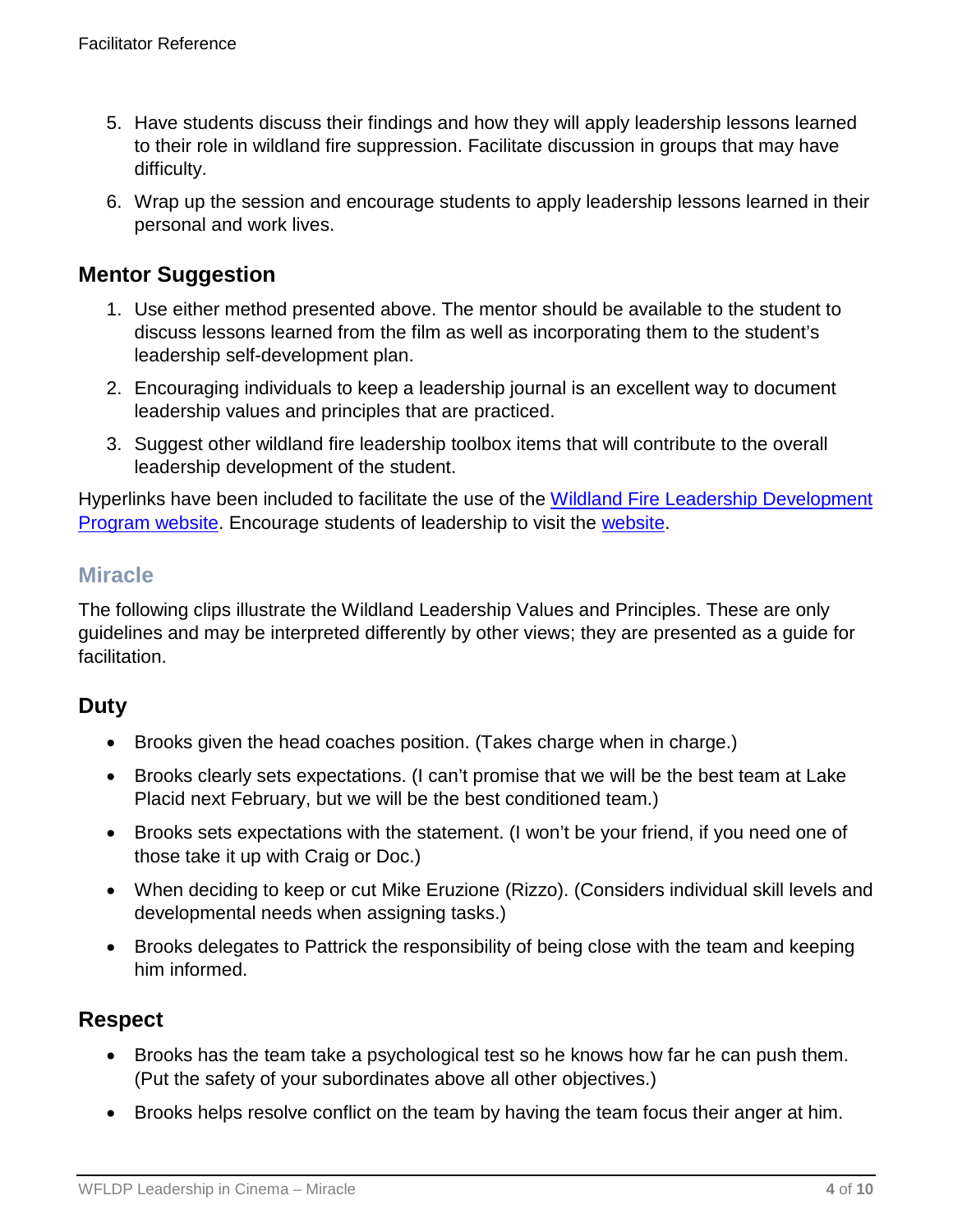5. Have students discuss their findings and how they will apply leadership lessons learned to their role in wildland fire suppression. Facilitate discussion in groups that may have difficulty.
6. Wrap up the session and encourage students to apply leadership lessons learned in their personal and work lives.

## Mentor Suggestion

1. Use either method presented above. The mentor should be available to the student to discuss lessons learned from the film as well as incorporating them to the student's leadership self-development plan.
2. Encouraging individuals to keep a leadership journal is an excellent way to document leadership values and principles that are practiced.
3. Suggest other wildland fire leadership toolbox items that will contribute to the overall leadership development of the student.

Hyperlinks have been included to facilitate the use of the Wildland Fire Leadership Development Program website. Encourage students of leadership to visit the website.

## Miracle

The following clips illustrate the Wildland Leadership Values and Principles. These are only guidelines and may be interpreted differently by other views; they are presented as a guide for facilitation.

## Duty

- Brooks given the head coaches position. (Takes charge when in charge.)
- Brooks clearly sets expectations. (I can't promise that we will be the best team at Lake Placid next February, but we will be the best conditioned team.)
- Brooks sets expectations with the statement. (I won't be your friend, if you need one of those take it up with Craig or Doc.)
- When deciding to keep or cut Mike Eruzione (Rizzo). (Considers individual skill levels and developmental needs when assigning tasks.)
- Brooks delegates to Pattrick the responsibility of being close with the team and keeping him informed.

## Respect

- Brooks has the team take a psychological test so he knows how far he can push them. (Put the safety of your subordinates above all other objectives.)
- Brooks helps resolve conflict on the team by having the team focus their anger at him.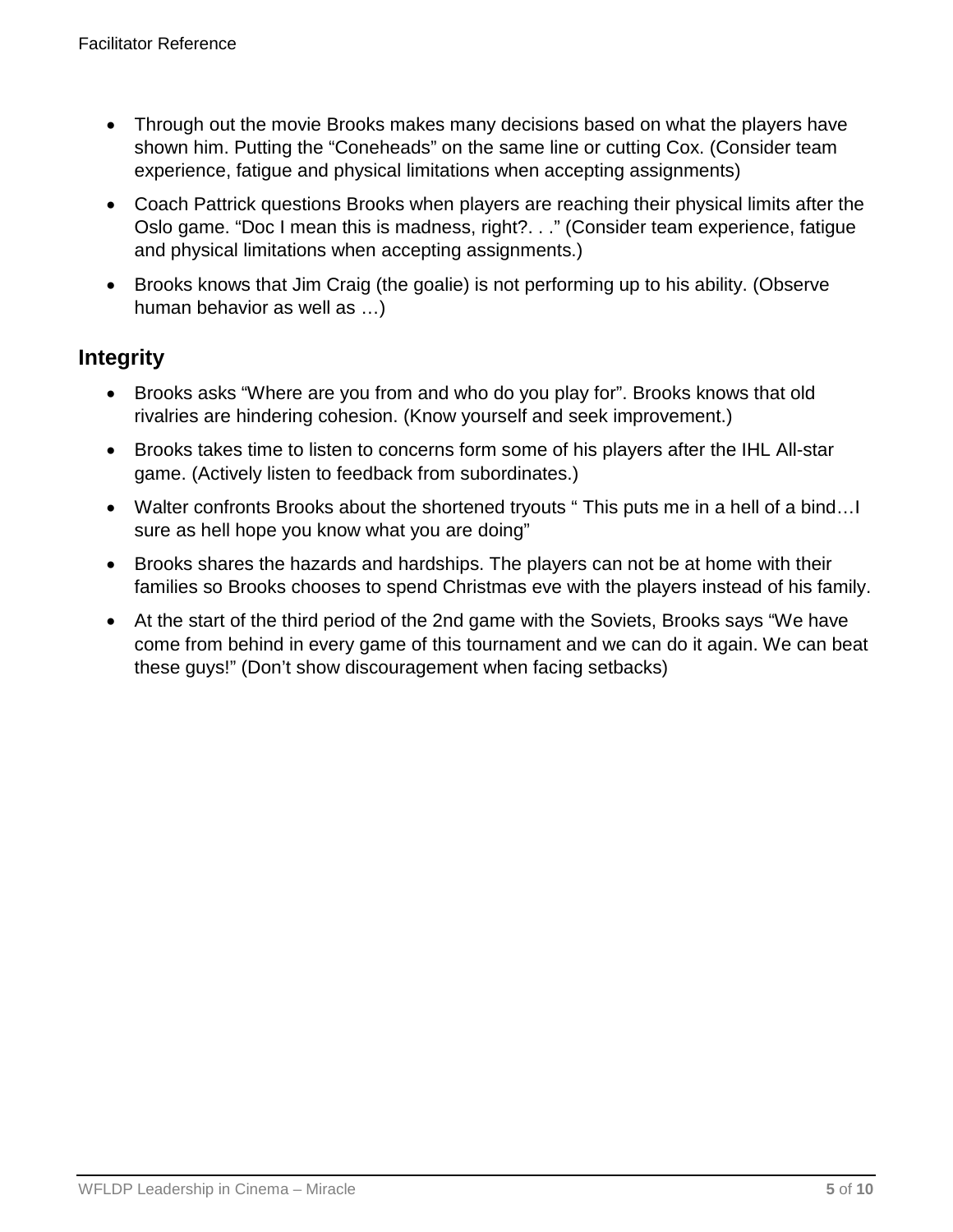- Through out the movie Brooks makes many decisions based on what the players have shown him. Putting the "Coneheads" on the same line or cutting Cox. (Consider team experience, fatigue and physical limitations when accepting assignments)
- Coach Pattrick questions Brooks when players are reaching their physical limits after the Oslo game. "Doc I mean this is madness, right?. . ." (Consider team experience, fatigue and physical limitations when accepting assignments.)
- Brooks knows that Jim Craig (the goalie) is not performing up to his ability. (Observe human behavior as well as …)

## Integrity

- Brooks asks "Where are you from and who do you play for". Brooks knows that old rivalries are hindering cohesion. (Know yourself and seek improvement.)
- Brooks takes time to listen to concerns form some of his players after the IHL All-star game. (Actively listen to feedback from subordinates.)
- Walter confronts Brooks about the shortened tryouts " This puts me in a hell of a bind…I sure as hell hope you know what you are doing"
- Brooks shares the hazards and hardships. The players can not be at home with their families so Brooks chooses to spend Christmas eve with the players instead of his family.
- At the start of the third period of the 2nd game with the Soviets, Brooks says "We have come from behind in every game of this tournament and we can do it again. We can beat these guys!" (Don't show discouragement when facing setbacks)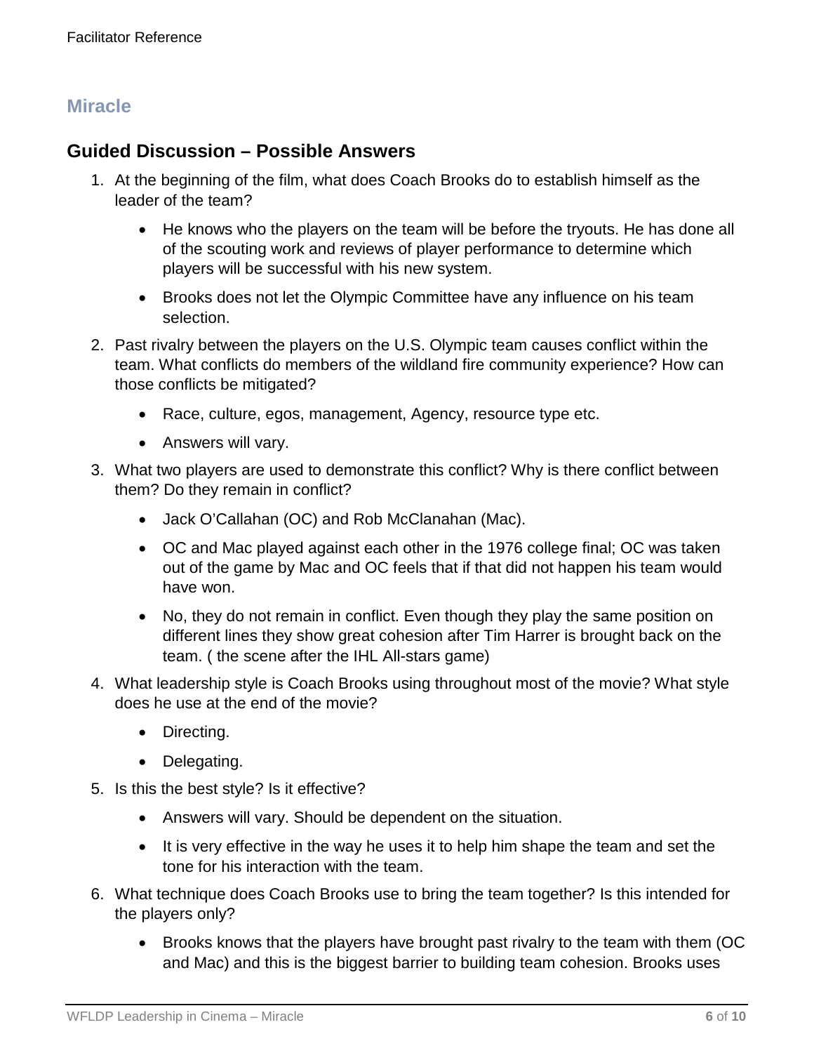## Miracle

## Guided Discussion – Possible Answers

1. At the beginning of the film, what does Coach Brooks do to establish himself as the leader of the team?
   - He knows who the players on the team will be before the tryouts. He has done all of the scouting work and reviews of player performance to determine which players will be successful with his new system.
   - Brooks does not let the Olympic Committee have any influence on his team selection.
2. Past rivalry between the players on the U.S. Olympic team causes conflict within the team. What conflicts do members of the wildland fire community experience? How can those conflicts be mitigated?
   - Race, culture, egos, management, Agency, resource type etc.
   - Answers will vary.
3. What two players are used to demonstrate this conflict? Why is there conflict between them? Do they remain in conflict?
   - Jack O'Callahan (OC) and Rob McClanahan (Mac).
   - OC and Mac played against each other in the 1976 college final; OC was taken out of the game by Mac and OC feels that if that did not happen his team would have won.
   - No, they do not remain in conflict. Even though they play the same position on different lines they show great cohesion after Tim Harrer is brought back on the team. ( the scene after the IHL All-stars game)
4. What leadership style is Coach Brooks using throughout most of the movie? What style does he use at the end of the movie?
   - Directing.
   - Delegating.
5. Is this the best style? Is it effective?
   - Answers will vary. Should be dependent on the situation.
   - It is very effective in the way he uses it to help him shape the team and set the tone for his interaction with the team.
6. What technique does Coach Brooks use to bring the team together? Is this intended for the players only?
   - Brooks knows that the players have brought past rivalry to the team with them (OC and Mac) and this is the biggest barrier to building team cohesion. Brooks uses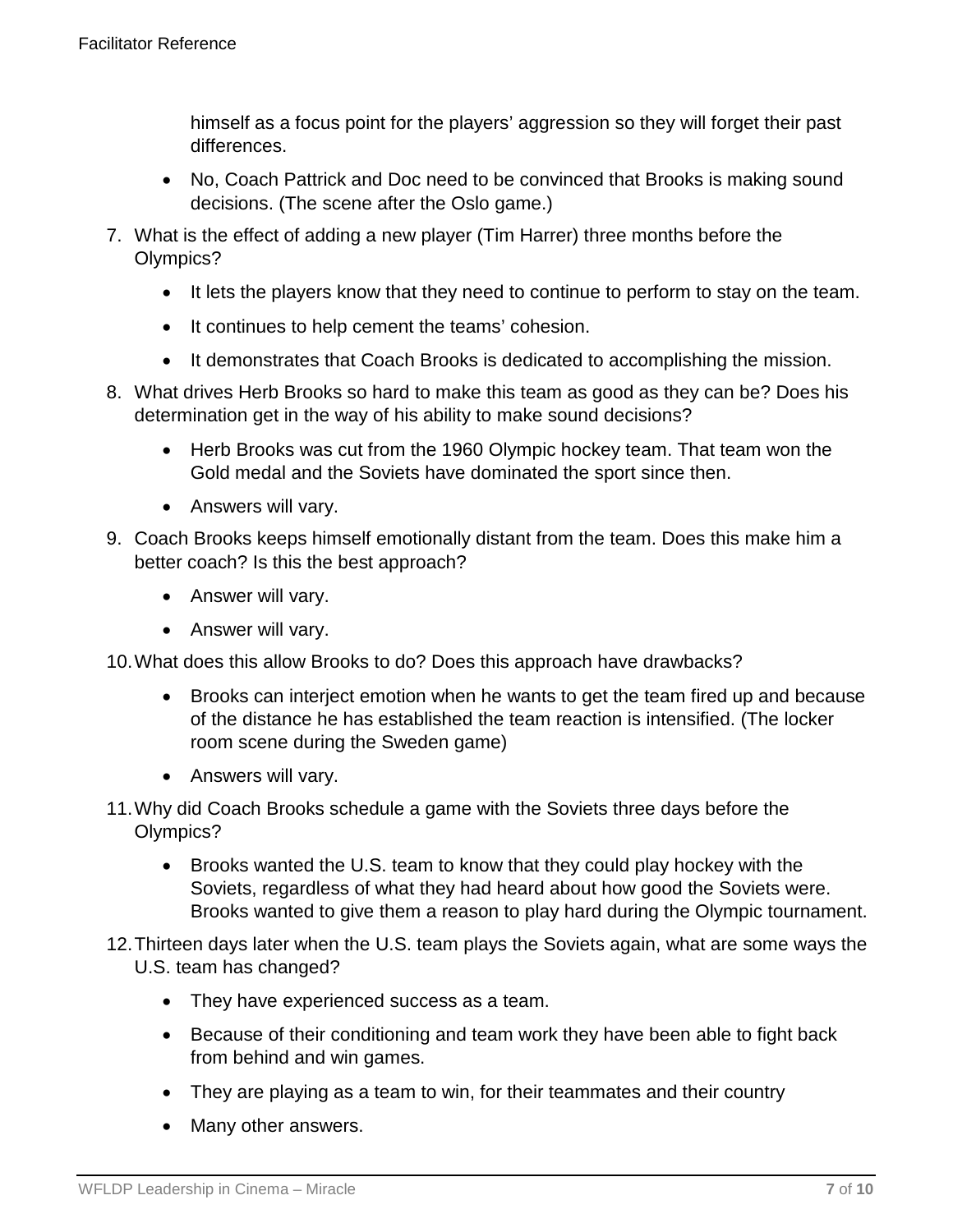himself as a focus point for the players' aggression so they will forget their past differences.

- No, Coach Pattrick and Doc need to be convinced that Brooks is making sound decisions. (The scene after the Oslo game.)

7. What is the effect of adding a new player (Tim Harrer) three months before the Olympics?
    - It lets the players know that they need to continue to perform to stay on the team.
    - It continues to help cement the teams' cohesion.
    - It demonstrates that Coach Brooks is dedicated to accomplishing the mission.
8. What drives Herb Brooks so hard to make this team as good as they can be? Does his determination get in the way of his ability to make sound decisions?
    - Herb Brooks was cut from the 1960 Olympic hockey team. That team won the Gold medal and the Soviets have dominated the sport since then.
    - Answers will vary.
9. Coach Brooks keeps himself emotionally distant from the team. Does this make him a better coach? Is this the best approach?
    - Answer will vary.
    - Answer will vary.
10. What does this allow Brooks to do? Does this approach have drawbacks?
    - Brooks can interject emotion when he wants to get the team fired up and because of the distance he has established the team reaction is intensified. (The locker room scene during the Sweden game)
    - Answers will vary.
11. Why did Coach Brooks schedule a game with the Soviets three days before the Olympics?
    - Brooks wanted the U.S. team to know that they could play hockey with the Soviets, regardless of what they had heard about how good the Soviets were. Brooks wanted to give them a reason to play hard during the Olympic tournament.
12. Thirteen days later when the U.S. team plays the Soviets again, what are some ways the U.S. team has changed?
    - They have experienced success as a team.
    - Because of their conditioning and team work they have been able to fight back from behind and win games.
    - They are playing as a team to win, for their teammates and their country
    - Many other answers.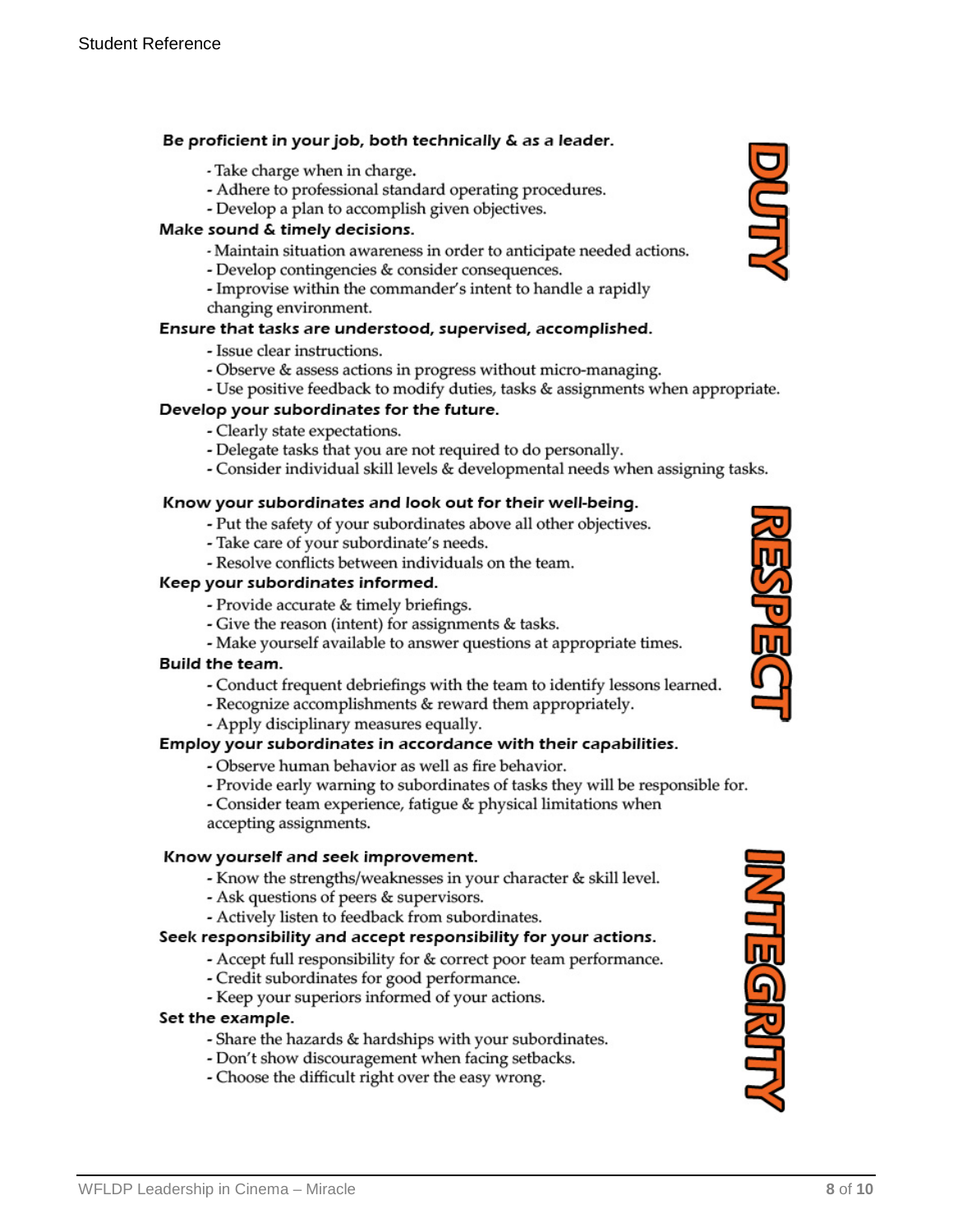## DUTY

**Be proficient in your job, both technically & as a leader.**

- Take charge when in charge.
- Adhere to professional standard operating procedures.
- Develop a plan to accomplish given objectives.

**Make sound & timely decisions.**

- Maintain situation awareness in order to anticipate needed actions.
- Develop contingencies & consider consequences.
- Improvise within the commander's intent to handle a rapidly changing environment.

**Ensure that tasks are understood, supervised, accomplished.**

- Issue clear instructions.
- Observe & assess actions in progress without micro-managing.
- Use positive feedback to modify duties, tasks & assignments when appropriate.

**Develop your subordinates for the future.**

- Clearly state expectations.
- Delegate tasks that you are not required to do personally.
- Consider individual skill levels & developmental needs when assigning tasks.

## RESPECT

**Know your subordinates and look out for their well-being.**

- Put the safety of your subordinates above all other objectives.
- Take care of your subordinate's needs.
- Resolve conflicts between individuals on the team.

**Keep your subordinates informed.**

- Provide accurate & timely briefings.
- Give the reason (intent) for assignments & tasks.
- Make yourself available to answer questions at appropriate times.

**Build the team.**

- Conduct frequent debriefings with the team to identify lessons learned.
- Recognize accomplishments & reward them appropriately.
- Apply disciplinary measures equally.

**Employ your subordinates in accordance with their capabilities.**

- Observe human behavior as well as fire behavior.
- Provide early warning to subordinates of tasks they will be responsible for.
- Consider team experience, fatigue & physical limitations when accepting assignments.

## INTEGRITY

**Know yourself and seek improvement.**

- Know the strengths/weaknesses in your character & skill level.
- Ask questions of peers & supervisors.
- Actively listen to feedback from subordinates.

**Seek responsibility and accept responsibility for your actions.**

- Accept full responsibility for & correct poor team performance.
- Credit subordinates for good performance.
- Keep your superiors informed of your actions.

**Set the example.**

- Share the hazards & hardships with your subordinates.
- Don't show discouragement when facing setbacks.
- Choose the difficult right over the easy wrong.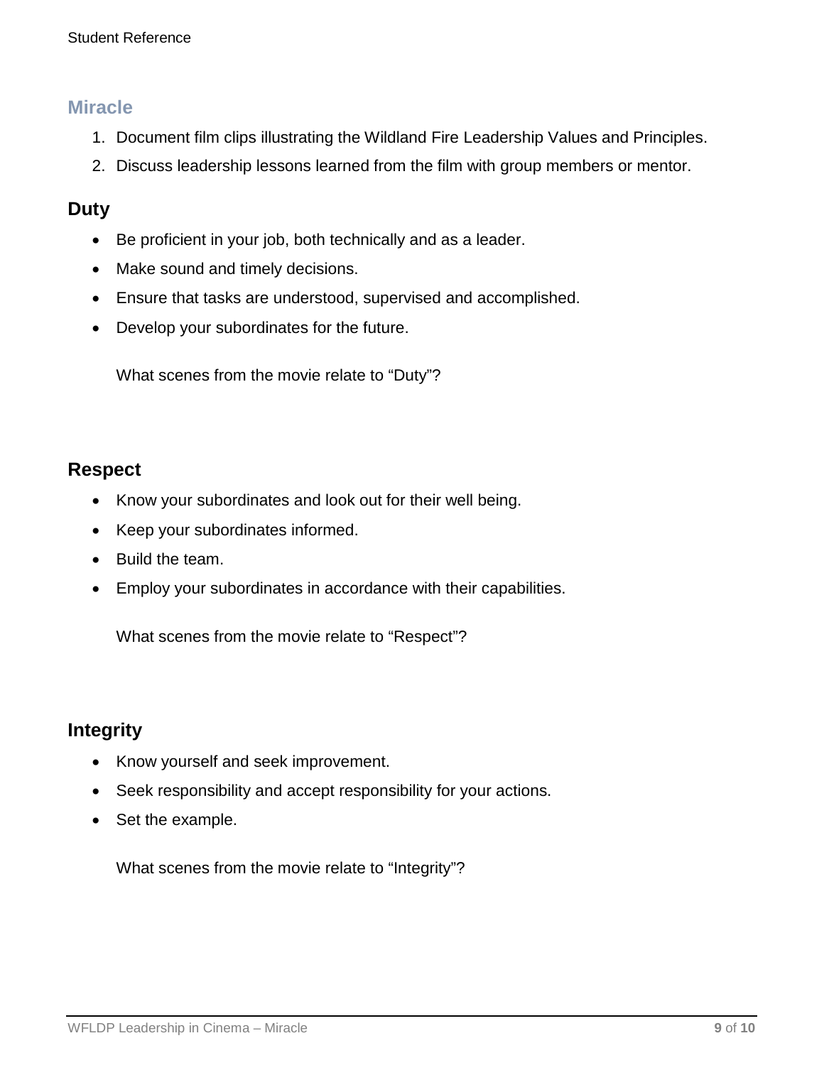## Miracle

1. Document film clips illustrating the Wildland Fire Leadership Values and Principles.
2. Discuss leadership lessons learned from the film with group members or mentor.

### Duty

- Be proficient in your job, both technically and as a leader.
- Make sound and timely decisions.
- Ensure that tasks are understood, supervised and accomplished.
- Develop your subordinates for the future.

What scenes from the movie relate to “Duty”?

### Respect

- Know your subordinates and look out for their well being.
- Keep your subordinates informed.
- Build the team.
- Employ your subordinates in accordance with their capabilities.

What scenes from the movie relate to “Respect”?

### Integrity

- Know yourself and seek improvement.
- Seek responsibility and accept responsibility for your actions.
- Set the example.

What scenes from the movie relate to “Integrity”?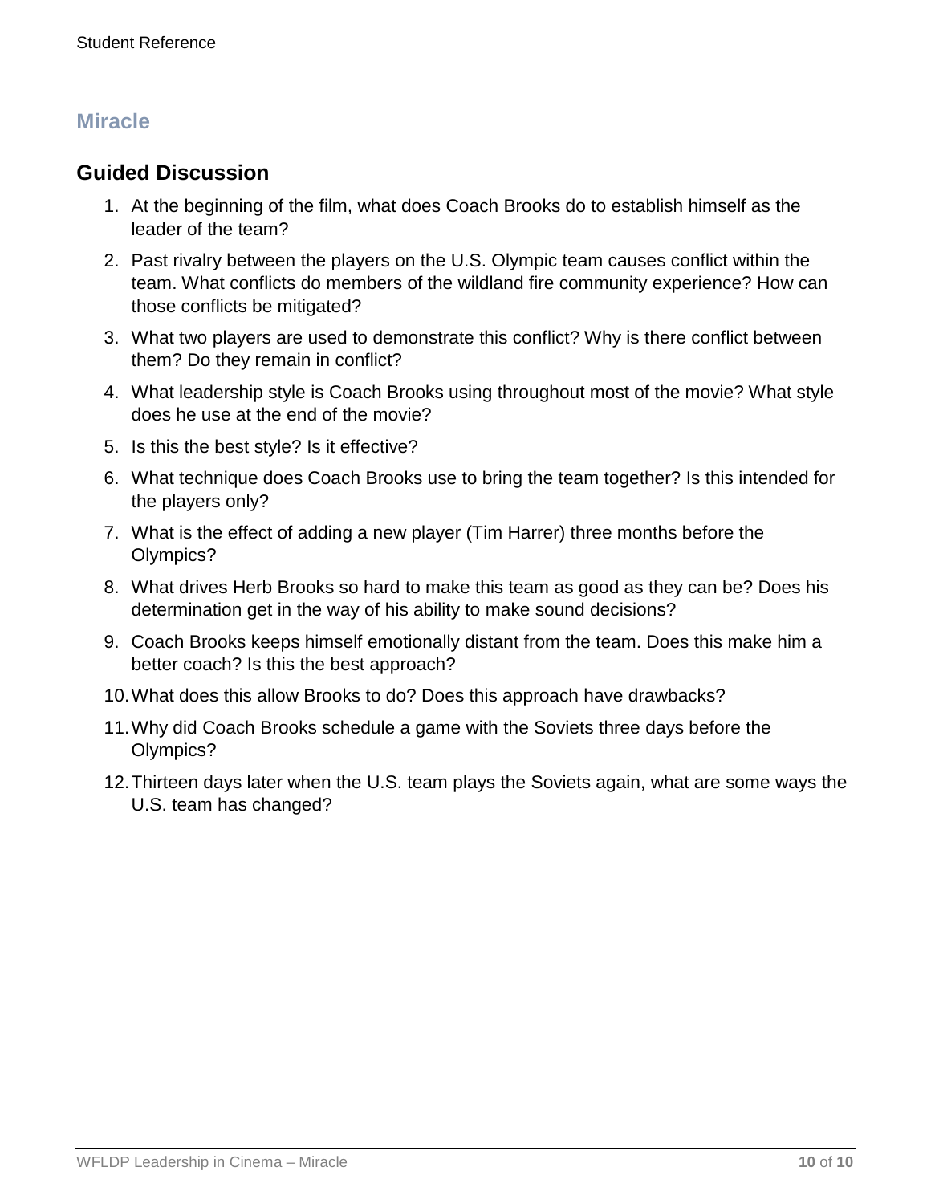## Miracle

### Guided Discussion

1. At the beginning of the film, what does Coach Brooks do to establish himself as the leader of the team?
2. Past rivalry between the players on the U.S. Olympic team causes conflict within the team. What conflicts do members of the wildland fire community experience? How can those conflicts be mitigated?
3. What two players are used to demonstrate this conflict? Why is there conflict between them? Do they remain in conflict?
4. What leadership style is Coach Brooks using throughout most of the movie? What style does he use at the end of the movie?
5. Is this the best style? Is it effective?
6. What technique does Coach Brooks use to bring the team together? Is this intended for the players only?
7. What is the effect of adding a new player (Tim Harrer) three months before the Olympics?
8. What drives Herb Brooks so hard to make this team as good as they can be? Does his determination get in the way of his ability to make sound decisions?
9. Coach Brooks keeps himself emotionally distant from the team. Does this make him a better coach? Is this the best approach?
10. What does this allow Brooks to do? Does this approach have drawbacks?
11. Why did Coach Brooks schedule a game with the Soviets three days before the Olympics?
12. Thirteen days later when the U.S. team plays the Soviets again, what are some ways the U.S. team has changed?